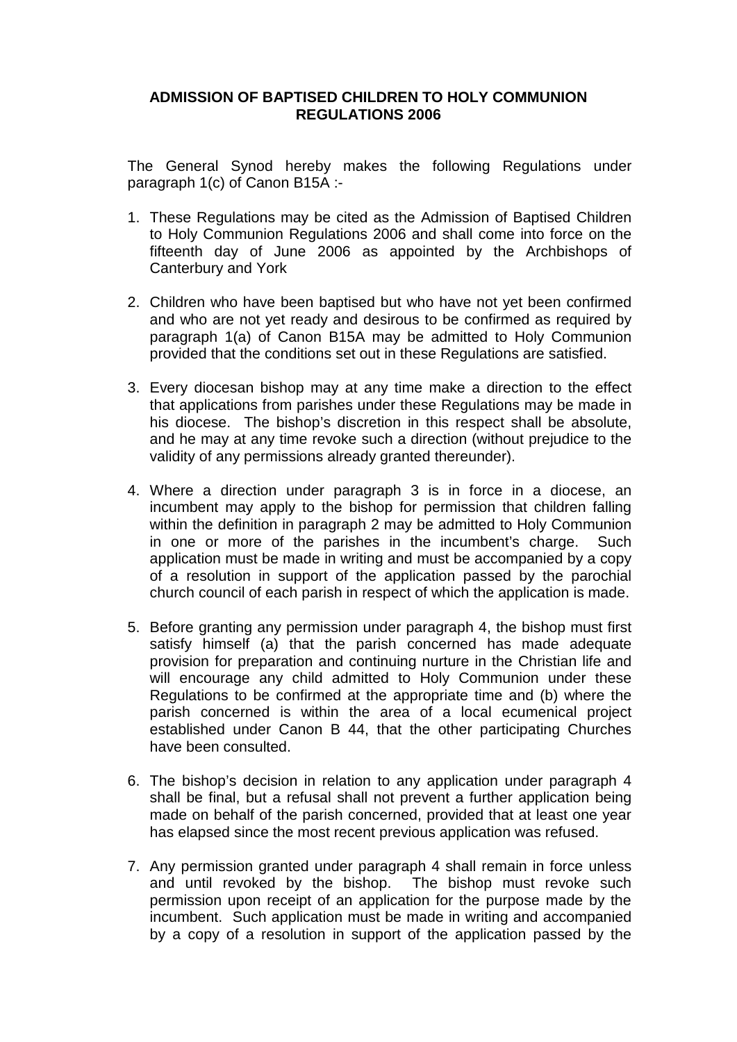# ADMISSION OF BAPTISED CHILDREN TO HOLY COMMUNION REGULATIONS 2006

The General Synod hereby makes the following Regulations under paragraph 1(c) of Canon B15A :-

1. These Regulations may be cited as the Admission of Baptised Children to Holy Communion Regulations 2006 and shall come into force on the fifteenth day of June 2006 as appointed by the Archbishops of Canterbury and York

2. Children who have been baptised but who have not yet been confirmed and who are not yet ready and desirous to be confirmed as required by paragraph 1(a) of Canon B15A may be admitted to Holy Communion provided that the conditions set out in these Regulations are satisfied.

3. Every diocesan bishop may at any time make a direction to the effect that applications from parishes under these Regulations may be made in his diocese. The bishop's discretion in this respect shall be absolute, and he may at any time revoke such a direction (without prejudice to the validity of any permissions already granted thereunder).

4. Where a direction under paragraph 3 is in force in a diocese, an incumbent may apply to the bishop for permission that children falling within the definition in paragraph 2 may be admitted to Holy Communion in one or more of the parishes in the incumbent's charge. Such application must be made in writing and must be accompanied by a copy of a resolution in support of the application passed by the parochial church council of each parish in respect of which the application is made.

5. Before granting any permission under paragraph 4, the bishop must first satisfy himself (a) that the parish concerned has made adequate provision for preparation and continuing nurture in the Christian life and will encourage any child admitted to Holy Communion under these Regulations to be confirmed at the appropriate time and (b) where the parish concerned is within the area of a local ecumenical project established under Canon B 44, that the other participating Churches have been consulted.

6. The bishop's decision in relation to any application under paragraph 4 shall be final, but a refusal shall not prevent a further application being made on behalf of the parish concerned, provided that at least one year has elapsed since the most recent previous application was refused.

7. Any permission granted under paragraph 4 shall remain in force unless and until revoked by the bishop. The bishop must revoke such permission upon receipt of an application for the purpose made by the incumbent. Such application must be made in writing and accompanied by a copy of a resolution in support of the application passed by the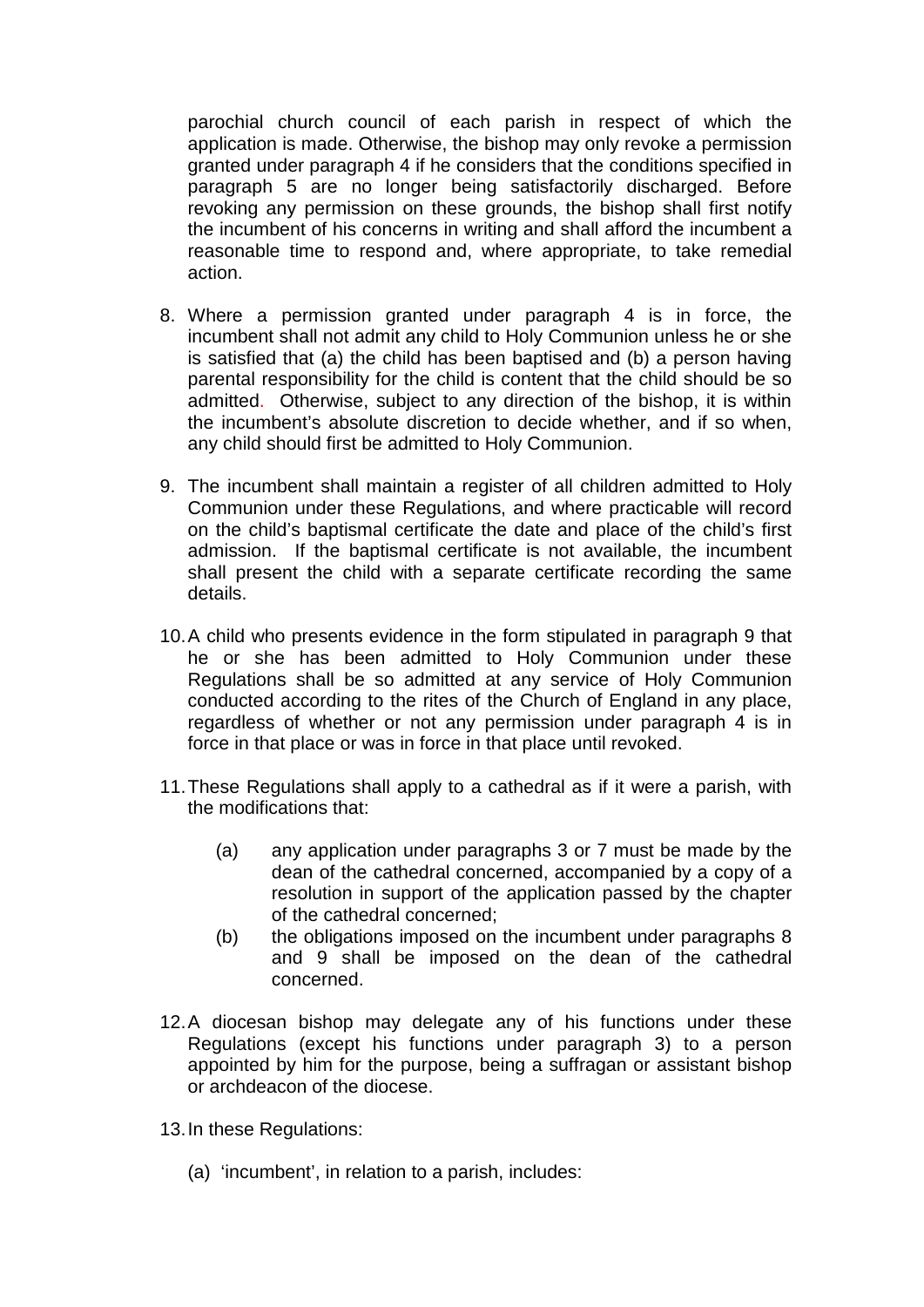parochial church council of each parish in respect of which the application is made. Otherwise, the bishop may only revoke a permission granted under paragraph 4 if he considers that the conditions specified in paragraph 5 are no longer being satisfactorily discharged. Before revoking any permission on these grounds, the bishop shall first notify the incumbent of his concerns in writing and shall afford the incumbent a reasonable time to respond and, where appropriate, to take remedial action.

8. Where a permission granted under paragraph 4 is in force, the incumbent shall not admit any child to Holy Communion unless he or she is satisfied that (a) the child has been baptised and (b) a person having parental responsibility for the child is content that the child should be so admitted. Otherwise, subject to any direction of the bishop, it is within the incumbent's absolute discretion to decide whether, and if so when, any child should first be admitted to Holy Communion.

9. The incumbent shall maintain a register of all children admitted to Holy Communion under these Regulations, and where practicable will record on the child's baptismal certificate the date and place of the child's first admission. If the baptismal certificate is not available, the incumbent shall present the child with a separate certificate recording the same details.

10. A child who presents evidence in the form stipulated in paragraph 9 that he or she has been admitted to Holy Communion under these Regulations shall be so admitted at any service of Holy Communion conducted according to the rites of the Church of England in any place, regardless of whether or not any permission under paragraph 4 is in force in that place or was in force in that place until revoked.

11. These Regulations shall apply to a cathedral as if it were a parish, with the modifications that:

    (a) any application under paragraphs 3 or 7 must be made by the dean of the cathedral concerned, accompanied by a copy of a resolution in support of the application passed by the chapter of the cathedral concerned;
    (b) the obligations imposed on the incumbent under paragraphs 8 and 9 shall be imposed on the dean of the cathedral concerned.

12. A diocesan bishop may delegate any of his functions under these Regulations (except his functions under paragraph 3) to a person appointed by him for the purpose, being a suffragan or assistant bishop or archdeacon of the diocese.

13. In these Regulations:

    (a) 'incumbent', in relation to a parish, includes: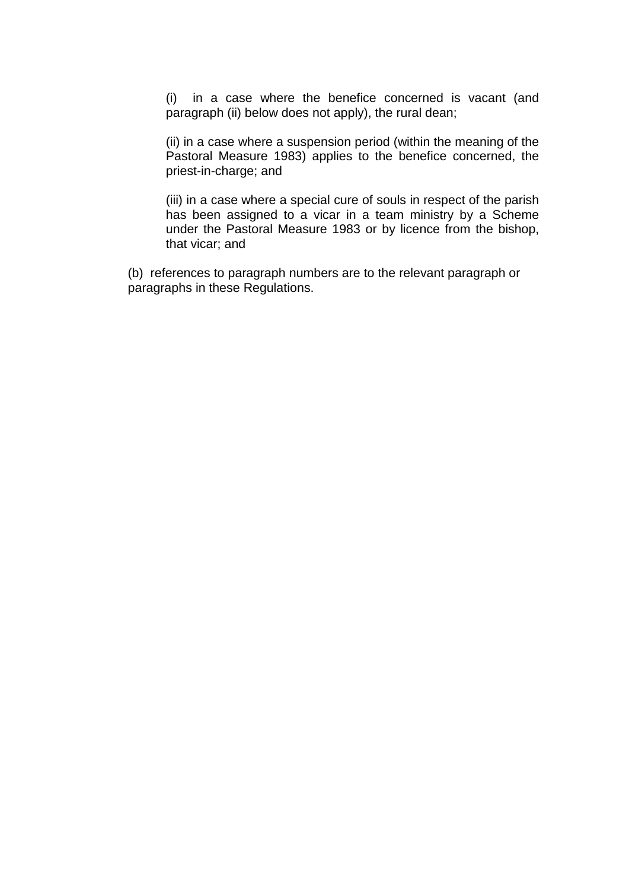(i) in a case where the benefice concerned is vacant (and paragraph (ii) below does not apply), the rural dean;

(ii) in a case where a suspension period (within the meaning of the Pastoral Measure 1983) applies to the benefice concerned, the priest-in-charge; and

(iii) in a case where a special cure of souls in respect of the parish has been assigned to a vicar in a team ministry by a Scheme under the Pastoral Measure 1983 or by licence from the bishop, that vicar; and

(b) references to paragraph numbers are to the relevant paragraph or paragraphs in these Regulations.